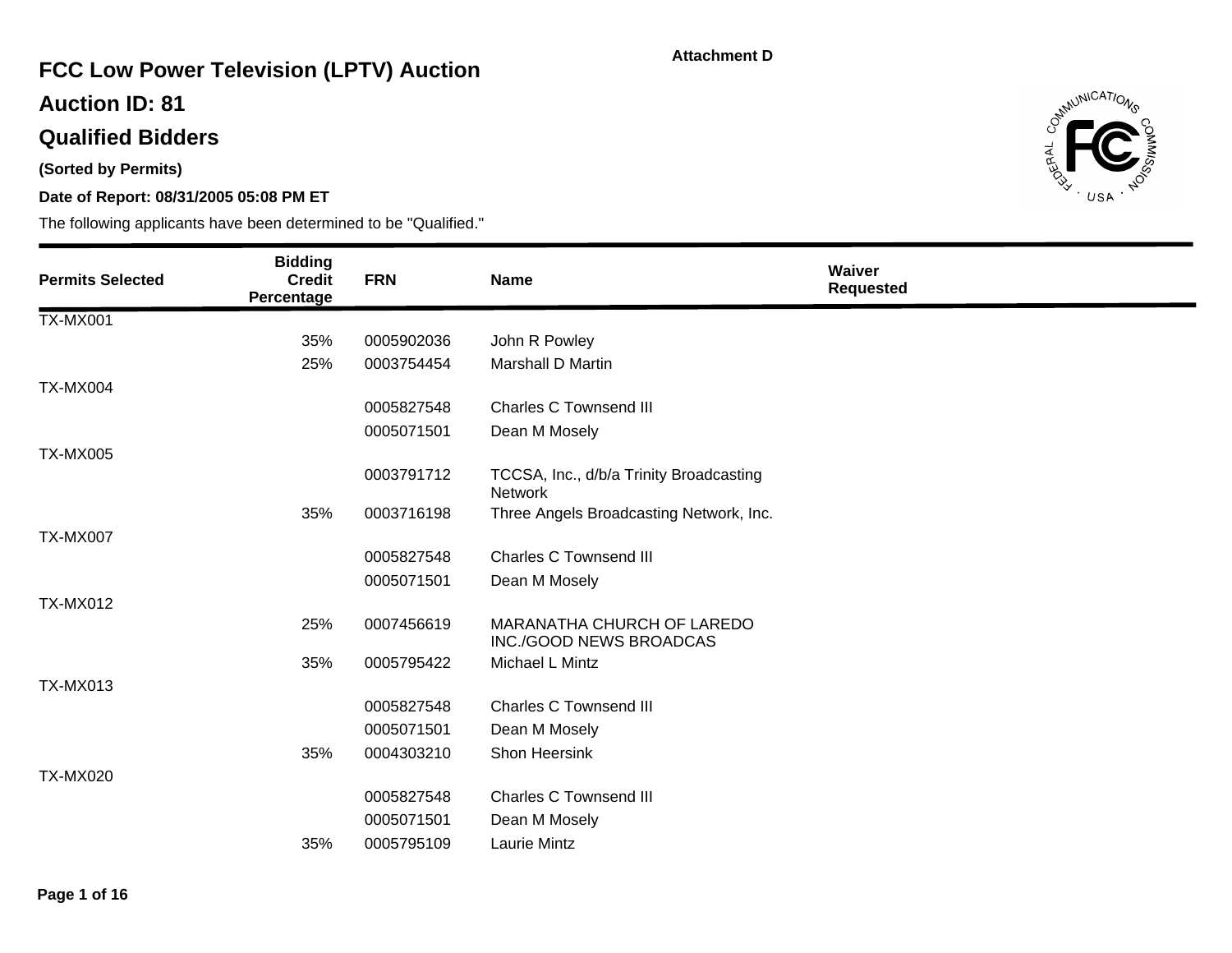Attachment D

# FCC Low Power Television (LPTV) Auction

## Auction ID: 81

## Qualified Bidders

**(Sorted by Permits)**

**Date of Report: 08/31/2005 05:08 PM ET**

The following applicants have been determined to be "Qualified."

| Permits Selected | Bidding Credit Percentage | FRN | Name | Waiver Requested |
|---|---|---|---|---|
| TX-MX001 | | | | |
| | 35% | 0005902036 | John R Powley | |
| | 25% | 0003754454 | Marshall D Martin | |
| TX-MX004 | | | | |
| | | 0005827548 | Charles C Townsend III | |
| | | 0005071501 | Dean M Mosely | |
| TX-MX005 | | | | |
| | | 0003791712 | TCCSA, Inc., d/b/a Trinity Broadcasting Network | |
| | 35% | 0003716198 | Three Angels Broadcasting Network, Inc. | |
| TX-MX007 | | | | |
| | | 0005827548 | Charles C Townsend III | |
| | | 0005071501 | Dean M Mosely | |
| TX-MX012 | | | | |
| | 25% | 0007456619 | MARANATHA CHURCH OF LAREDO INC./GOOD NEWS BROADCAS | |
| | 35% | 0005795422 | Michael L Mintz | |
| TX-MX013 | | | | |
| | | 0005827548 | Charles C Townsend III | |
| | | 0005071501 | Dean M Mosely | |
| | 35% | 0004303210 | Shon Heersink | |
| TX-MX020 | | | | |
| | | 0005827548 | Charles C Townsend III | |
| | | 0005071501 | Dean M Mosely | |
| | 35% | 0005795109 | Laurie Mintz | |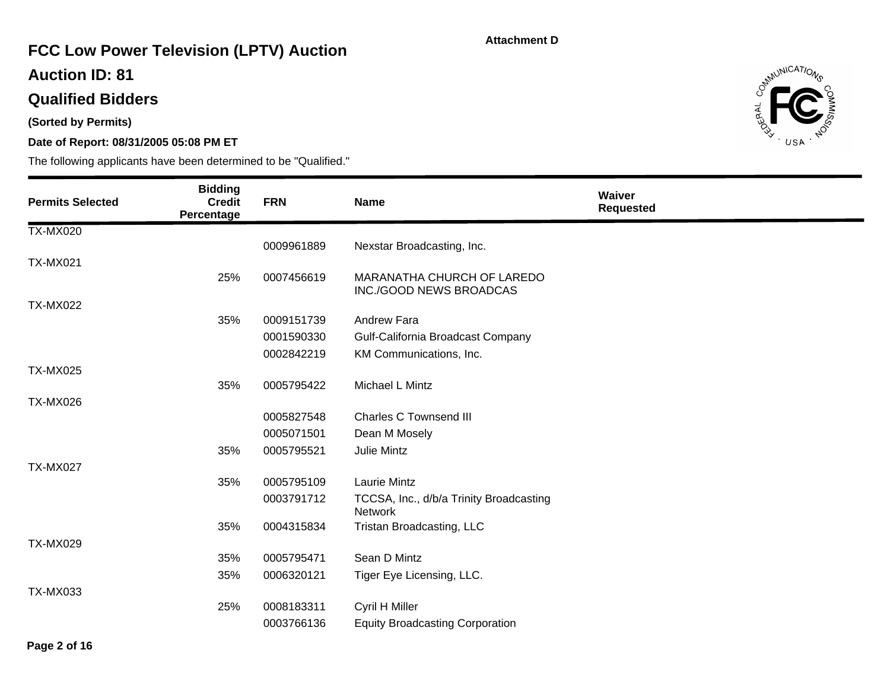Attachment D

# FCC Low Power Television (LPTV) Auction

## Auction ID: 81

## Qualified Bidders

**(Sorted by Permits)**

**Date of Report: 08/31/2005 05:08 PM ET**

The following applicants have been determined to be "Qualified."

| Permits Selected | Bidding Credit Percentage | FRN | Name | Waiver Requested |
|---|---|---|---|---|
| TX-MX020 | | | | |
| | | 0009961889 | Nexstar Broadcasting, Inc. | |
| TX-MX021 | | | | |
| | 25% | 0007456619 | MARANATHA CHURCH OF LAREDO INC./GOOD NEWS BROADCAS | |
| TX-MX022 | | | | |
| | 35% | 0009151739 | Andrew Fara | |
| | | 0001590330 | Gulf-California Broadcast Company | |
| | | 0002842219 | KM Communications, Inc. | |
| TX-MX025 | | | | |
| | 35% | 0005795422 | Michael L Mintz | |
| TX-MX026 | | | | |
| | | 0005827548 | Charles C Townsend III | |
| | | 0005071501 | Dean M Mosely | |
| | 35% | 0005795521 | Julie Mintz | |
| TX-MX027 | | | | |
| | 35% | 0005795109 | Laurie Mintz | |
| | | 0003791712 | TCCSA, Inc., d/b/a Trinity Broadcasting Network | |
| | 35% | 0004315834 | Tristan Broadcasting, LLC | |
| TX-MX029 | | | | |
| | 35% | 0005795471 | Sean D Mintz | |
| | 35% | 0006320121 | Tiger Eye Licensing, LLC. | |
| TX-MX033 | | | | |
| | 25% | 0008183311 | Cyril H Miller | |
| | | 0003766136 | Equity Broadcasting Corporation | |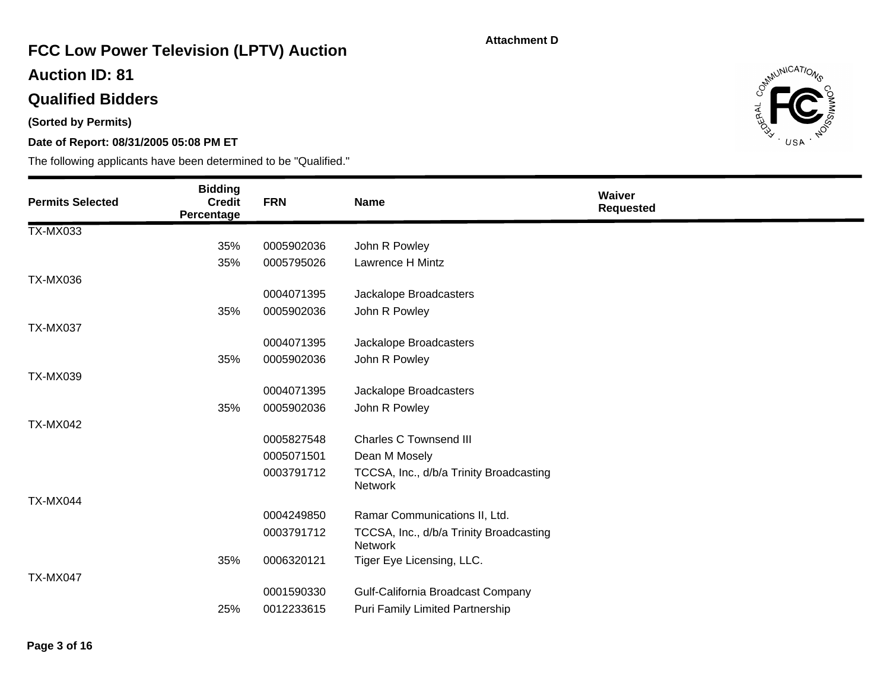Attachment D

# FCC Low Power Television (LPTV) Auction

## Auction ID: 81

## Qualified Bidders

**(Sorted by Permits)**

**Date of Report: 08/31/2005 05:08 PM ET**

The following applicants have been determined to be "Qualified."

| Permits Selected | Bidding Credit Percentage | FRN | Name | Waiver Requested |
|---|---|---|---|---|
| TX-MX033 | | | | |
| | 35% | 0005902036 | John R Powley | |
| | 35% | 0005795026 | Lawrence H Mintz | |
| TX-MX036 | | | | |
| | | 0004071395 | Jackalope Broadcasters | |
| | 35% | 0005902036 | John R Powley | |
| TX-MX037 | | | | |
| | | 0004071395 | Jackalope Broadcasters | |
| | 35% | 0005902036 | John R Powley | |
| TX-MX039 | | | | |
| | | 0004071395 | Jackalope Broadcasters | |
| | 35% | 0005902036 | John R Powley | |
| TX-MX042 | | | | |
| | | 0005827548 | Charles C Townsend III | |
| | | 0005071501 | Dean M Mosely | |
| | | 0003791712 | TCCSA, Inc., d/b/a Trinity Broadcasting Network | |
| TX-MX044 | | | | |
| | | 0004249850 | Ramar Communications II, Ltd. | |
| | | 0003791712 | TCCSA, Inc., d/b/a Trinity Broadcasting Network | |
| | 35% | 0006320121 | Tiger Eye Licensing, LLC. | |
| TX-MX047 | | | | |
| | | 0001590330 | Gulf-California Broadcast Company | |
| | 25% | 0012233615 | Puri Family Limited Partnership | |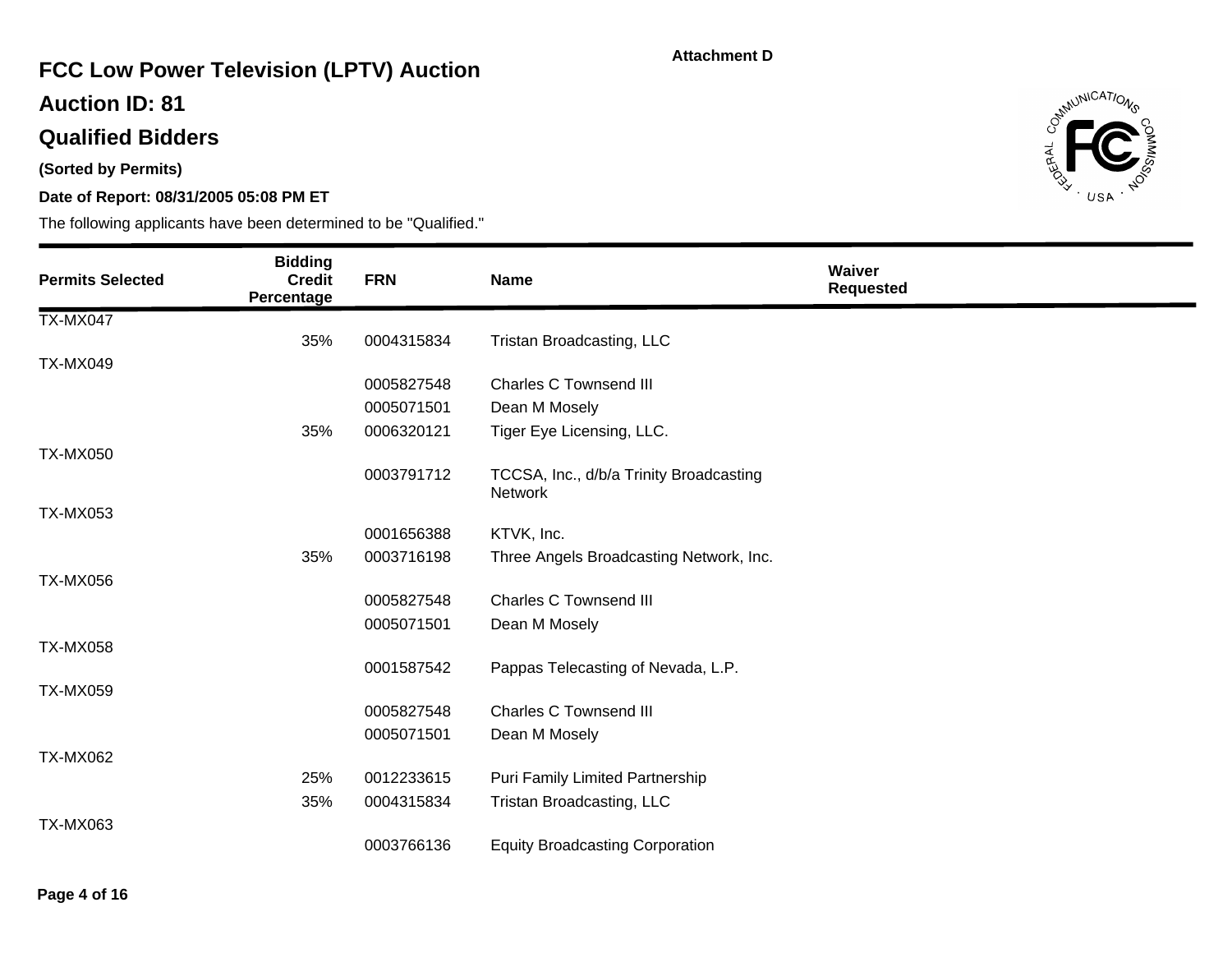Attachment D

# FCC Low Power Television (LPTV) Auction

## Auction ID: 81

## Qualified Bidders

**(Sorted by Permits)**

**Date of Report: 08/31/2005 05:08 PM ET**

The following applicants have been determined to be "Qualified."

| Permits Selected | Bidding Credit Percentage | FRN | Name | Waiver Requested |
|---|---|---|---|---|
| TX-MX047 | | | | |
| | 35% | 0004315834 | Tristan Broadcasting, LLC | |
| TX-MX049 | | | | |
| | | 0005827548 | Charles C Townsend III | |
| | | 0005071501 | Dean M Mosely | |
| | 35% | 0006320121 | Tiger Eye Licensing, LLC. | |
| TX-MX050 | | | | |
| | | 0003791712 | TCCSA, Inc., d/b/a Trinity Broadcasting Network | |
| TX-MX053 | | | | |
| | | 0001656388 | KTVK, Inc. | |
| | 35% | 0003716198 | Three Angels Broadcasting Network, Inc. | |
| TX-MX056 | | | | |
| | | 0005827548 | Charles C Townsend III | |
| | | 0005071501 | Dean M Mosely | |
| TX-MX058 | | | | |
| | | 0001587542 | Pappas Telecasting of Nevada, L.P. | |
| TX-MX059 | | | | |
| | | 0005827548 | Charles C Townsend III | |
| | | 0005071501 | Dean M Mosely | |
| TX-MX062 | | | | |
| | 25% | 0012233615 | Puri Family Limited Partnership | |
| | 35% | 0004315834 | Tristan Broadcasting, LLC | |
| TX-MX063 | | | | |
| | | 0003766136 | Equity Broadcasting Corporation | |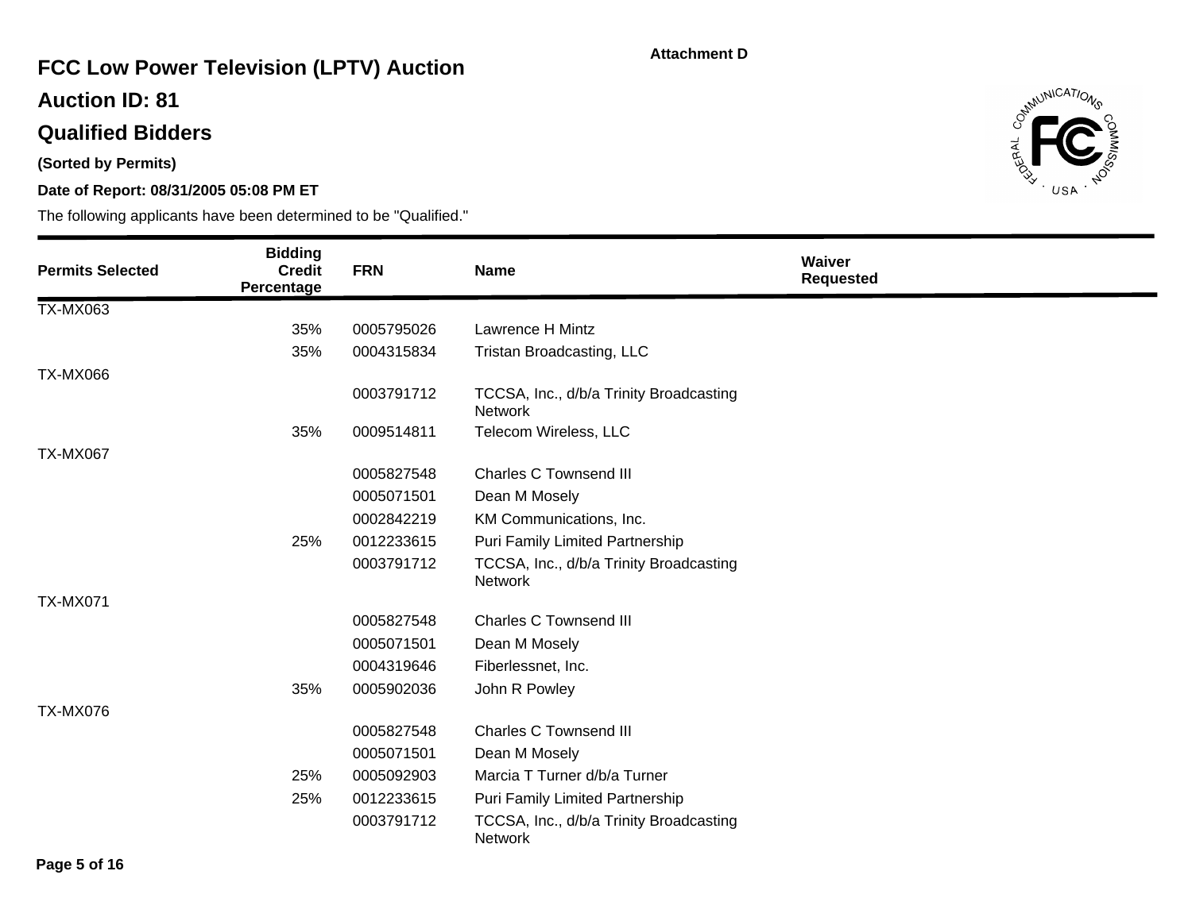Attachment D

# FCC Low Power Television (LPTV) Auction

## Auction ID: 81

## Qualified Bidders

**(Sorted by Permits)**

**Date of Report: 08/31/2005 05:08 PM ET**

The following applicants have been determined to be "Qualified."

| Permits Selected | Bidding Credit Percentage | FRN | Name | Waiver Requested |
|---|---|---|---|---|
| TX-MX063 | | | | |
| | 35% | 0005795026 | Lawrence H Mintz | |
| | 35% | 0004315834 | Tristan Broadcasting, LLC | |
| TX-MX066 | | | | |
| | | 0003791712 | TCCSA, Inc., d/b/a Trinity Broadcasting Network | |
| | 35% | 0009514811 | Telecom Wireless, LLC | |
| TX-MX067 | | | | |
| | | 0005827548 | Charles C Townsend III | |
| | | 0005071501 | Dean M Mosely | |
| | | 0002842219 | KM Communications, Inc. | |
| | 25% | 0012233615 | Puri Family Limited Partnership | |
| | | 0003791712 | TCCSA, Inc., d/b/a Trinity Broadcasting Network | |
| TX-MX071 | | | | |
| | | 0005827548 | Charles C Townsend III | |
| | | 0005071501 | Dean M Mosely | |
| | | 0004319646 | Fiberlessnet, Inc. | |
| | 35% | 0005902036 | John R Powley | |
| TX-MX076 | | | | |
| | | 0005827548 | Charles C Townsend III | |
| | | 0005071501 | Dean M Mosely | |
| | 25% | 0005092903 | Marcia T Turner d/b/a Turner | |
| | 25% | 0012233615 | Puri Family Limited Partnership | |
| | | 0003791712 | TCCSA, Inc., d/b/a Trinity Broadcasting Network | |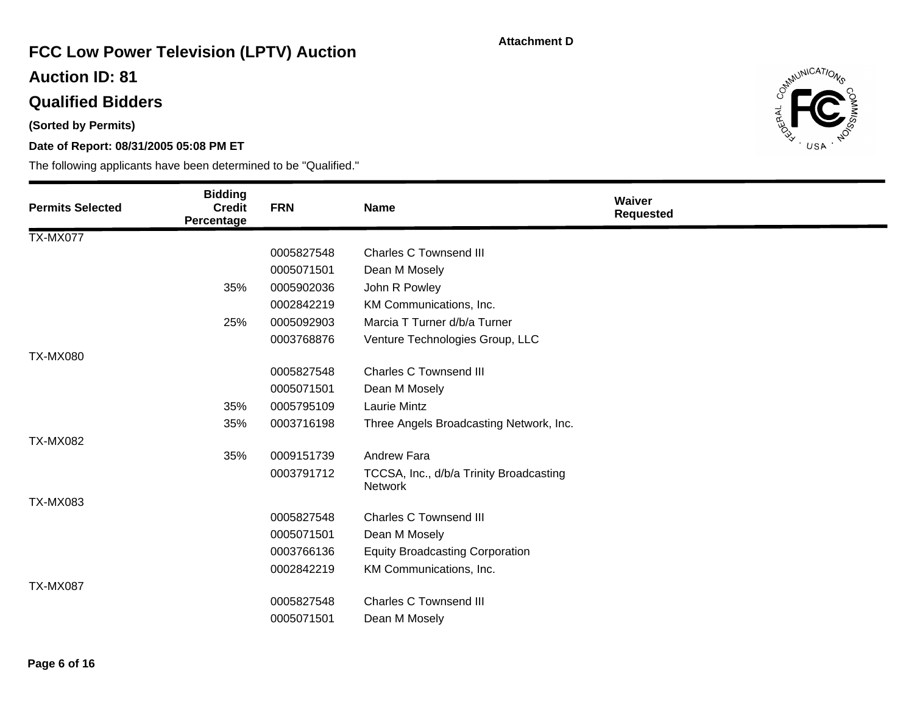Attachment D

# FCC Low Power Television (LPTV) Auction

## Auction ID: 81

## Qualified Bidders

**(Sorted by Permits)**

**Date of Report: 08/31/2005 05:08 PM ET**

The following applicants have been determined to be "Qualified."

| Permits Selected | Bidding Credit Percentage | FRN | Name | Waiver Requested |
|---|---|---|---|---|
| TX-MX077 | | | | |
| | | 0005827548 | Charles C Townsend III | |
| | | 0005071501 | Dean M Mosely | |
| | 35% | 0005902036 | John R Powley | |
| | | 0002842219 | KM Communications, Inc. | |
| | 25% | 0005092903 | Marcia T Turner d/b/a Turner | |
| | | 0003768876 | Venture Technologies Group, LLC | |
| TX-MX080 | | | | |
| | | 0005827548 | Charles C Townsend III | |
| | | 0005071501 | Dean M Mosely | |
| | 35% | 0005795109 | Laurie Mintz | |
| | 35% | 0003716198 | Three Angels Broadcasting Network, Inc. | |
| TX-MX082 | | | | |
| | 35% | 0009151739 | Andrew Fara | |
| | | 0003791712 | TCCSA, Inc., d/b/a Trinity Broadcasting Network | |
| TX-MX083 | | | | |
| | | 0005827548 | Charles C Townsend III | |
| | | 0005071501 | Dean M Mosely | |
| | | 0003766136 | Equity Broadcasting Corporation | |
| | | 0002842219 | KM Communications, Inc. | |
| TX-MX087 | | | | |
| | | 0005827548 | Charles C Townsend III | |
| | | 0005071501 | Dean M Mosely | |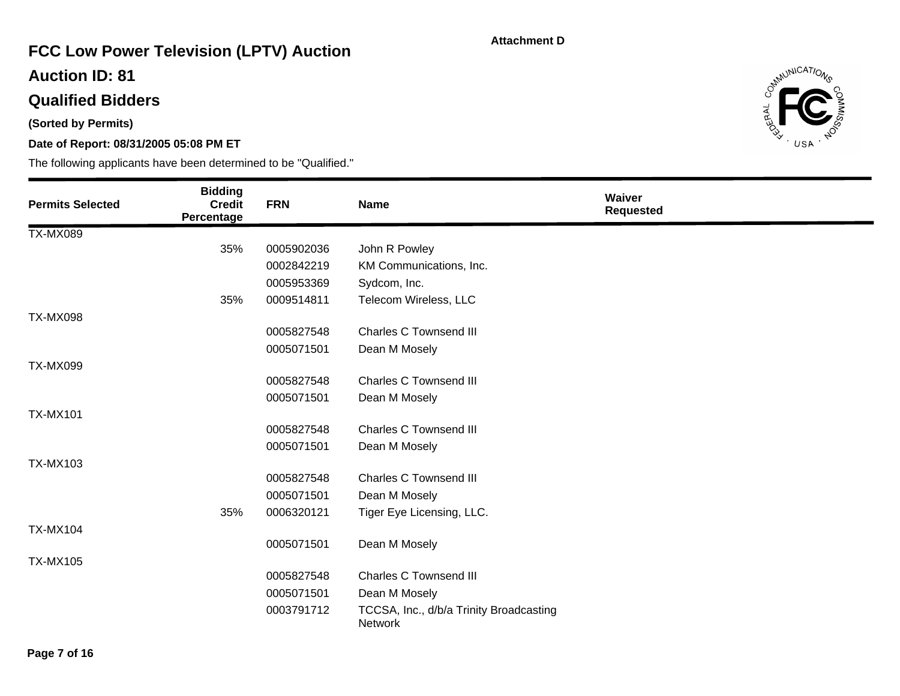Attachment D

# FCC Low Power Television (LPTV) Auction

## Auction ID: 81

## Qualified Bidders

**(Sorted by Permits)**

**Date of Report: 08/31/2005 05:08 PM ET**

The following applicants have been determined to be "Qualified."

| Permits Selected | Bidding Credit Percentage | FRN | Name | Waiver Requested |
|---|---|---|---|---|
| TX-MX089 | | | | |
| | 35% | 0005902036 | John R Powley | |
| | | 0002842219 | KM Communications, Inc. | |
| | | 0005953369 | Sydcom, Inc. | |
| | 35% | 0009514811 | Telecom Wireless, LLC | |
| TX-MX098 | | | | |
| | | 0005827548 | Charles C Townsend III | |
| | | 0005071501 | Dean M Mosely | |
| TX-MX099 | | | | |
| | | 0005827548 | Charles C Townsend III | |
| | | 0005071501 | Dean M Mosely | |
| TX-MX101 | | | | |
| | | 0005827548 | Charles C Townsend III | |
| | | 0005071501 | Dean M Mosely | |
| TX-MX103 | | | | |
| | | 0005827548 | Charles C Townsend III | |
| | | 0005071501 | Dean M Mosely | |
| | 35% | 0006320121 | Tiger Eye Licensing, LLC. | |
| TX-MX104 | | | | |
| | | 0005071501 | Dean M Mosely | |
| TX-MX105 | | | | |
| | | 0005827548 | Charles C Townsend III | |
| | | 0005071501 | Dean M Mosely | |
| | | 0003791712 | TCCSA, Inc., d/b/a Trinity Broadcasting Network | |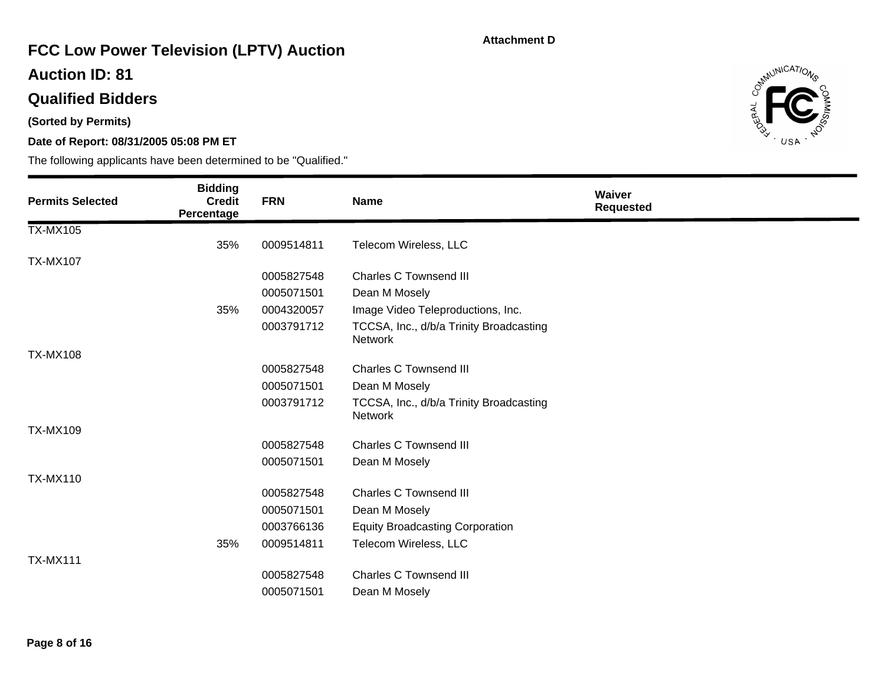Attachment D

# FCC Low Power Television (LPTV) Auction

## Auction ID: 81

## Qualified Bidders

**(Sorted by Permits)**

**Date of Report: 08/31/2005 05:08 PM ET**

The following applicants have been determined to be "Qualified."

| Permits Selected | Bidding Credit Percentage | FRN | Name | Waiver Requested |
|---|---|---|---|---|
| TX-MX105 | | | | |
| | 35% | 0009514811 | Telecom Wireless, LLC | |
| TX-MX107 | | | | |
| | | 0005827548 | Charles C Townsend III | |
| | | 0005071501 | Dean M Mosely | |
| | 35% | 0004320057 | Image Video Teleproductions, Inc. | |
| | | 0003791712 | TCCSA, Inc., d/b/a Trinity Broadcasting Network | |
| TX-MX108 | | | | |
| | | 0005827548 | Charles C Townsend III | |
| | | 0005071501 | Dean M Mosely | |
| | | 0003791712 | TCCSA, Inc., d/b/a Trinity Broadcasting Network | |
| TX-MX109 | | | | |
| | | 0005827548 | Charles C Townsend III | |
| | | 0005071501 | Dean M Mosely | |
| TX-MX110 | | | | |
| | | 0005827548 | Charles C Townsend III | |
| | | 0005071501 | Dean M Mosely | |
| | | 0003766136 | Equity Broadcasting Corporation | |
| | 35% | 0009514811 | Telecom Wireless, LLC | |
| TX-MX111 | | | | |
| | | 0005827548 | Charles C Townsend III | |
| | | 0005071501 | Dean M Mosely | |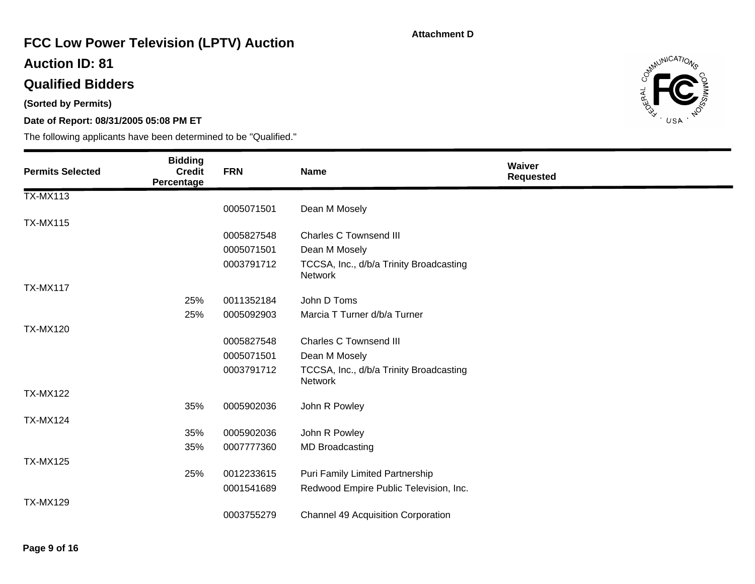Attachment D

# FCC Low Power Television (LPTV) Auction

## Auction ID: 81

## Qualified Bidders

**(Sorted by Permits)**

**Date of Report: 08/31/2005 05:08 PM ET**

The following applicants have been determined to be "Qualified."

| Permits Selected | Bidding Credit Percentage | FRN | Name | Waiver Requested |
|---|---|---|---|---|
| TX-MX113 | | | | |
| | | 0005071501 | Dean M Mosely | |
| TX-MX115 | | | | |
| | | 0005827548 | Charles C Townsend III | |
| | | 0005071501 | Dean M Mosely | |
| | | 0003791712 | TCCSA, Inc., d/b/a Trinity Broadcasting Network | |
| TX-MX117 | | | | |
| | 25% | 0011352184 | John D Toms | |
| | 25% | 0005092903 | Marcia T Turner d/b/a Turner | |
| TX-MX120 | | | | |
| | | 0005827548 | Charles C Townsend III | |
| | | 0005071501 | Dean M Mosely | |
| | | 0003791712 | TCCSA, Inc., d/b/a Trinity Broadcasting Network | |
| TX-MX122 | | | | |
| | 35% | 0005902036 | John R Powley | |
| TX-MX124 | | | | |
| | 35% | 0005902036 | John R Powley | |
| | 35% | 0007777360 | MD Broadcasting | |
| TX-MX125 | | | | |
| | 25% | 0012233615 | Puri Family Limited Partnership | |
| | | 0001541689 | Redwood Empire Public Television, Inc. | |
| TX-MX129 | | | | |
| | | 0003755279 | Channel 49 Acquisition Corporation | |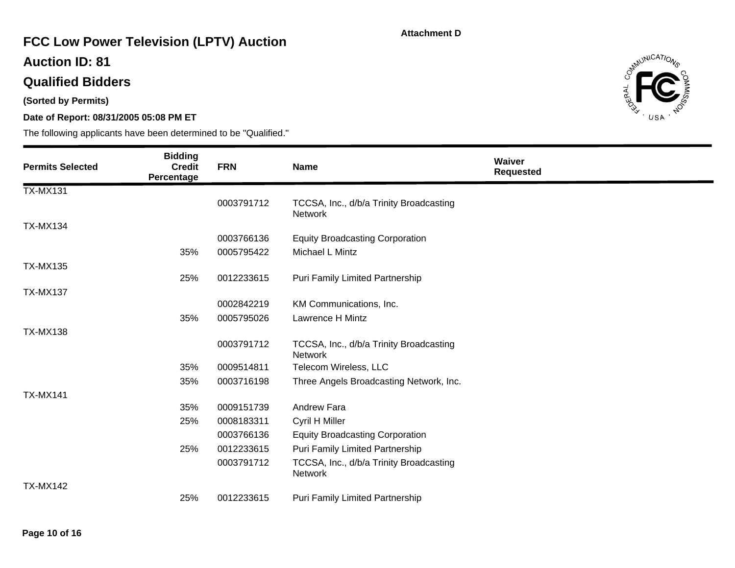Attachment D

# FCC Low Power Television (LPTV) Auction

## Auction ID: 81

## Qualified Bidders

**(Sorted by Permits)**

**Date of Report: 08/31/2005 05:08 PM ET**

The following applicants have been determined to be "Qualified."

| Permits Selected | Bidding Credit Percentage | FRN | Name | Waiver Requested |
|---|---|---|---|---|
| TX-MX131 | | | | |
| | | 0003791712 | TCCSA, Inc., d/b/a Trinity Broadcasting Network | |
| TX-MX134 | | | | |
| | | 0003766136 | Equity Broadcasting Corporation | |
| | 35% | 0005795422 | Michael L Mintz | |
| TX-MX135 | | | | |
| | 25% | 0012233615 | Puri Family Limited Partnership | |
| TX-MX137 | | | | |
| | | 0002842219 | KM Communications, Inc. | |
| | 35% | 0005795026 | Lawrence H Mintz | |
| TX-MX138 | | | | |
| | | 0003791712 | TCCSA, Inc., d/b/a Trinity Broadcasting Network | |
| | 35% | 0009514811 | Telecom Wireless, LLC | |
| | 35% | 0003716198 | Three Angels Broadcasting Network, Inc. | |
| TX-MX141 | | | | |
| | 35% | 0009151739 | Andrew Fara | |
| | 25% | 0008183311 | Cyril H Miller | |
| | | 0003766136 | Equity Broadcasting Corporation | |
| | 25% | 0012233615 | Puri Family Limited Partnership | |
| | | 0003791712 | TCCSA, Inc., d/b/a Trinity Broadcasting Network | |
| TX-MX142 | | | | |
| | 25% | 0012233615 | Puri Family Limited Partnership | |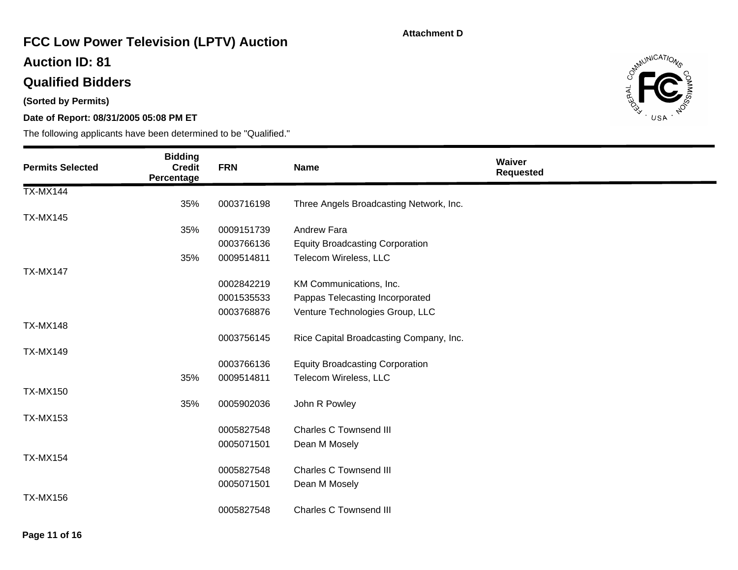Attachment D

# FCC Low Power Television (LPTV) Auction

## Auction ID: 81

## Qualified Bidders

**(Sorted by Permits)**

**Date of Report: 08/31/2005 05:08 PM ET**

The following applicants have been determined to be "Qualified."

| Permits Selected | Bidding Credit Percentage | FRN | Name | Waiver Requested |
|---|---|---|---|---|
| TX-MX144 | | | | |
| | 35% | 0003716198 | Three Angels Broadcasting Network, Inc. | |
| TX-MX145 | | | | |
| | 35% | 0009151739 | Andrew Fara | |
| | | 0003766136 | Equity Broadcasting Corporation | |
| | 35% | 0009514811 | Telecom Wireless, LLC | |
| TX-MX147 | | | | |
| | | 0002842219 | KM Communications, Inc. | |
| | | 0001535533 | Pappas Telecasting Incorporated | |
| | | 0003768876 | Venture Technologies Group, LLC | |
| TX-MX148 | | | | |
| | | 0003756145 | Rice Capital Broadcasting Company, Inc. | |
| TX-MX149 | | | | |
| | | 0003766136 | Equity Broadcasting Corporation | |
| | 35% | 0009514811 | Telecom Wireless, LLC | |
| TX-MX150 | | | | |
| | 35% | 0005902036 | John R Powley | |
| TX-MX153 | | | | |
| | | 0005827548 | Charles C Townsend III | |
| | | 0005071501 | Dean M Mosely | |
| TX-MX154 | | | | |
| | | 0005827548 | Charles C Townsend III | |
| | | 0005071501 | Dean M Mosely | |
| TX-MX156 | | | | |
| | | 0005827548 | Charles C Townsend III | |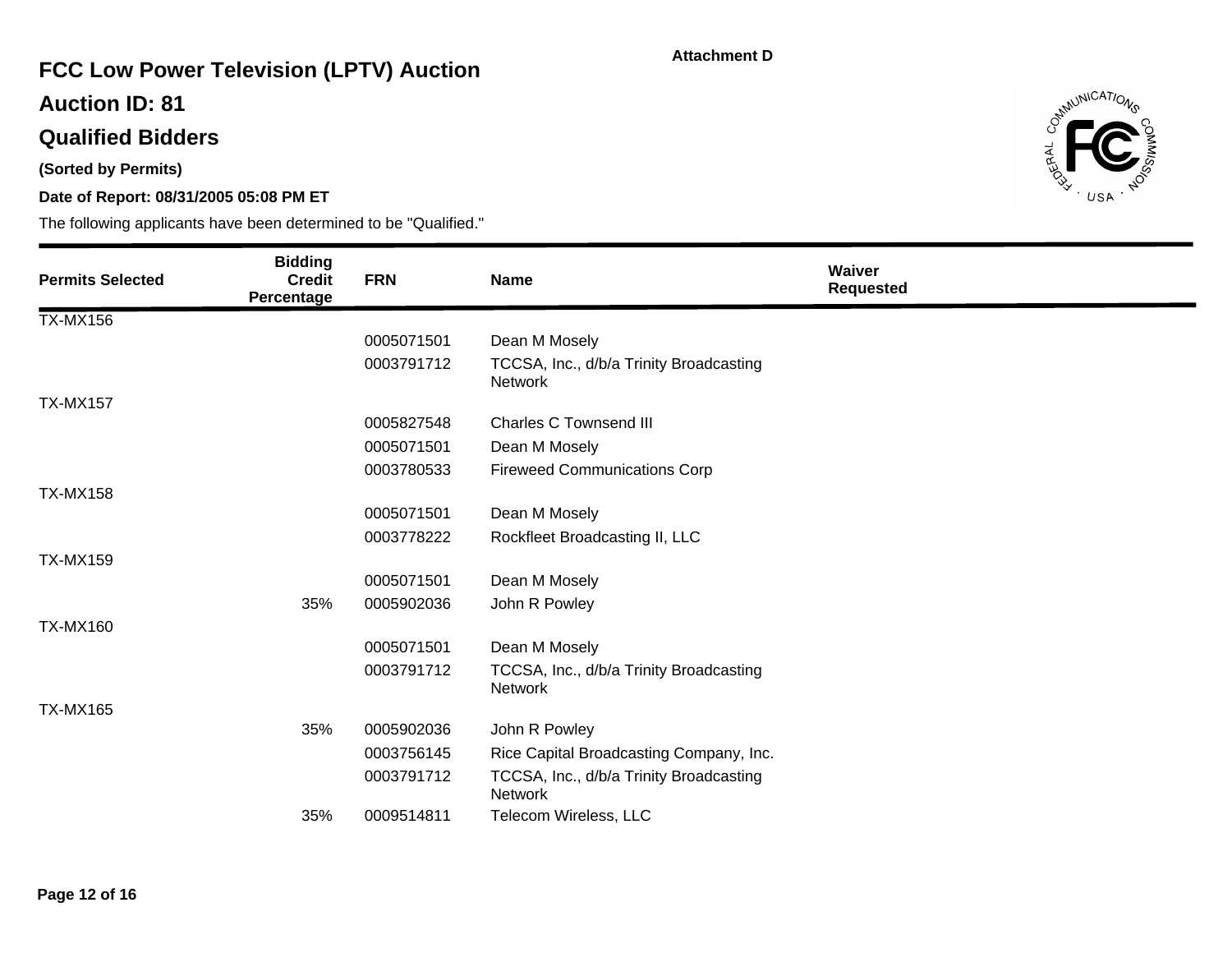Attachment D

# FCC Low Power Television (LPTV) Auction

## Auction ID: 81

## Qualified Bidders

**(Sorted by Permits)**

**Date of Report: 08/31/2005 05:08 PM ET**

The following applicants have been determined to be "Qualified."

| Permits Selected | Bidding Credit Percentage | FRN | Name | Waiver Requested |
|---|---|---|---|---|
| TX-MX156 | | | | |
| | | 0005071501 | Dean M Mosely | |
| | | 0003791712 | TCCSA, Inc., d/b/a Trinity Broadcasting Network | |
| TX-MX157 | | | | |
| | | 0005827548 | Charles C Townsend III | |
| | | 0005071501 | Dean M Mosely | |
| | | 0003780533 | Fireweed Communications Corp | |
| TX-MX158 | | | | |
| | | 0005071501 | Dean M Mosely | |
| | | 0003778222 | Rockfleet Broadcasting II, LLC | |
| TX-MX159 | | | | |
| | | 0005071501 | Dean M Mosely | |
| | 35% | 0005902036 | John R Powley | |
| TX-MX160 | | | | |
| | | 0005071501 | Dean M Mosely | |
| | | 0003791712 | TCCSA, Inc., d/b/a Trinity Broadcasting Network | |
| TX-MX165 | | | | |
| | 35% | 0005902036 | John R Powley | |
| | | 0003756145 | Rice Capital Broadcasting Company, Inc. | |
| | | 0003791712 | TCCSA, Inc., d/b/a Trinity Broadcasting Network | |
| | 35% | 0009514811 | Telecom Wireless, LLC | |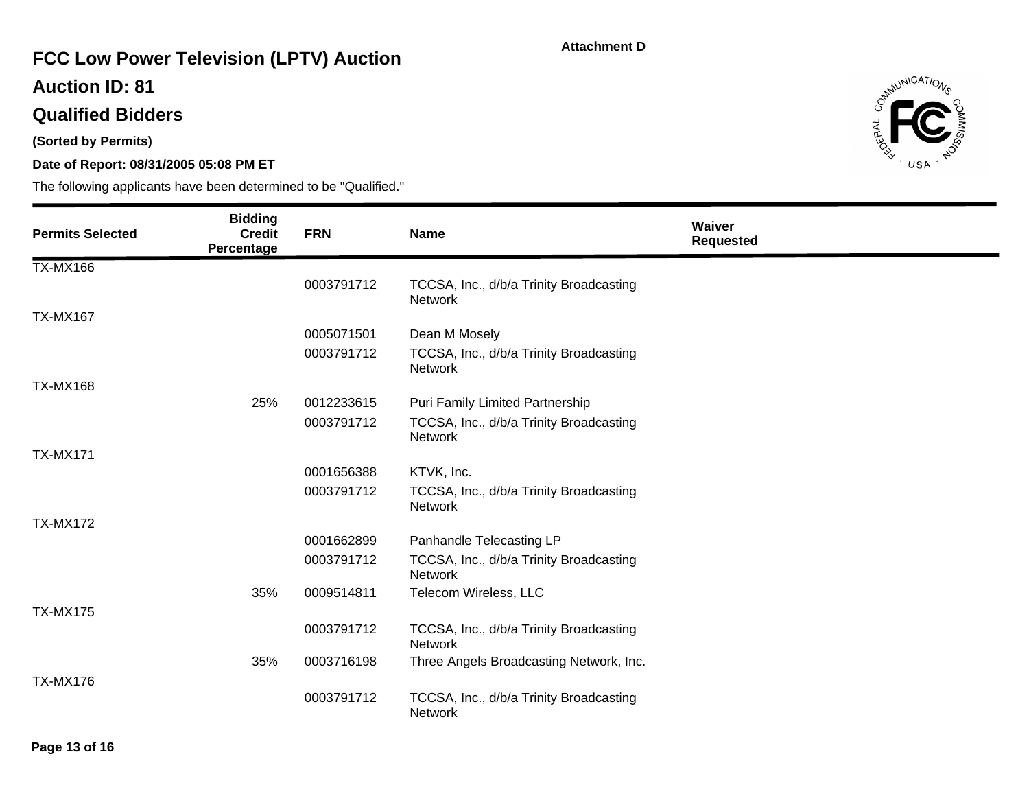Attachment D

# FCC Low Power Television (LPTV) Auction

## Auction ID: 81

## Qualified Bidders

**(Sorted by Permits)**

**Date of Report: 08/31/2005 05:08 PM ET**

The following applicants have been determined to be "Qualified."

| Permits Selected | Bidding Credit Percentage | FRN | Name | Waiver Requested |
|---|---|---|---|---|
| TX-MX166 | | | | |
| | | 0003791712 | TCCSA, Inc., d/b/a Trinity Broadcasting Network | |
| TX-MX167 | | | | |
| | | 0005071501 | Dean M Mosely | |
| | | 0003791712 | TCCSA, Inc., d/b/a Trinity Broadcasting Network | |
| TX-MX168 | | | | |
| | 25% | 0012233615 | Puri Family Limited Partnership | |
| | | 0003791712 | TCCSA, Inc., d/b/a Trinity Broadcasting Network | |
| TX-MX171 | | | | |
| | | 0001656388 | KTVK, Inc. | |
| | | 0003791712 | TCCSA, Inc., d/b/a Trinity Broadcasting Network | |
| TX-MX172 | | | | |
| | | 0001662899 | Panhandle Telecasting LP | |
| | | 0003791712 | TCCSA, Inc., d/b/a Trinity Broadcasting Network | |
| | 35% | 0009514811 | Telecom Wireless, LLC | |
| TX-MX175 | | | | |
| | | 0003791712 | TCCSA, Inc., d/b/a Trinity Broadcasting Network | |
| | 35% | 0003716198 | Three Angels Broadcasting Network, Inc. | |
| TX-MX176 | | | | |
| | | 0003791712 | TCCSA, Inc., d/b/a Trinity Broadcasting Network | |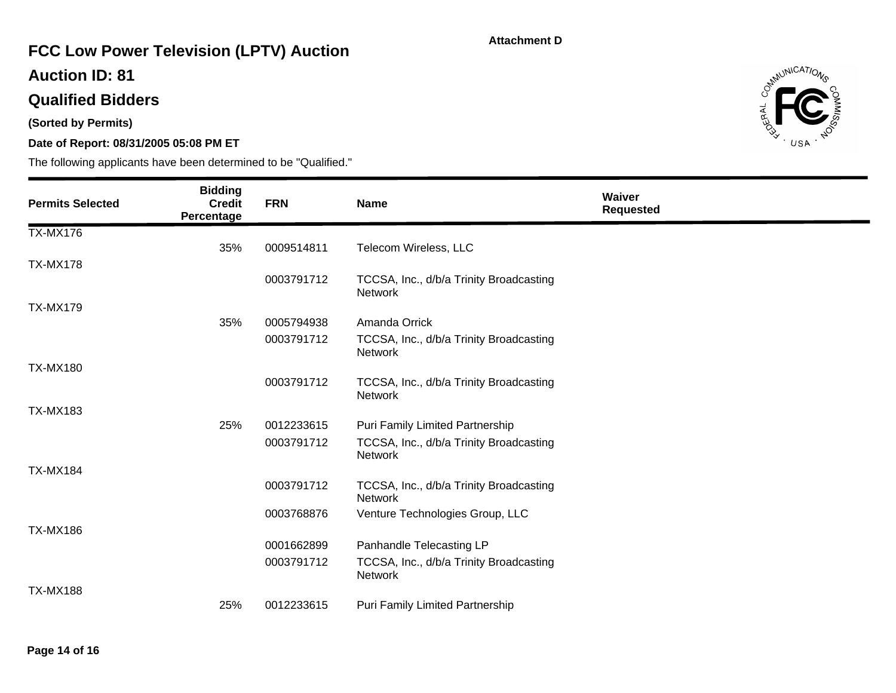Attachment D

# FCC Low Power Television (LPTV) Auction

## Auction ID: 81

## Qualified Bidders

**(Sorted by Permits)**

**Date of Report: 08/31/2005 05:08 PM ET**

The following applicants have been determined to be "Qualified."

| Permits Selected | Bidding Credit Percentage | FRN | Name | Waiver Requested |
|---|---|---|---|---|
| TX-MX176 | | | | |
| | 35% | 0009514811 | Telecom Wireless, LLC | |
| TX-MX178 | | | | |
| | | 0003791712 | TCCSA, Inc., d/b/a Trinity Broadcasting Network | |
| TX-MX179 | | | | |
| | 35% | 0005794938 | Amanda Orrick | |
| | | 0003791712 | TCCSA, Inc., d/b/a Trinity Broadcasting Network | |
| TX-MX180 | | | | |
| | | 0003791712 | TCCSA, Inc., d/b/a Trinity Broadcasting Network | |
| TX-MX183 | | | | |
| | 25% | 0012233615 | Puri Family Limited Partnership | |
| | | 0003791712 | TCCSA, Inc., d/b/a Trinity Broadcasting Network | |
| TX-MX184 | | | | |
| | | 0003791712 | TCCSA, Inc., d/b/a Trinity Broadcasting Network | |
| | | 0003768876 | Venture Technologies Group, LLC | |
| TX-MX186 | | | | |
| | | 0001662899 | Panhandle Telecasting LP | |
| | | 0003791712 | TCCSA, Inc., d/b/a Trinity Broadcasting Network | |
| TX-MX188 | | | | |
| | 25% | 0012233615 | Puri Family Limited Partnership | |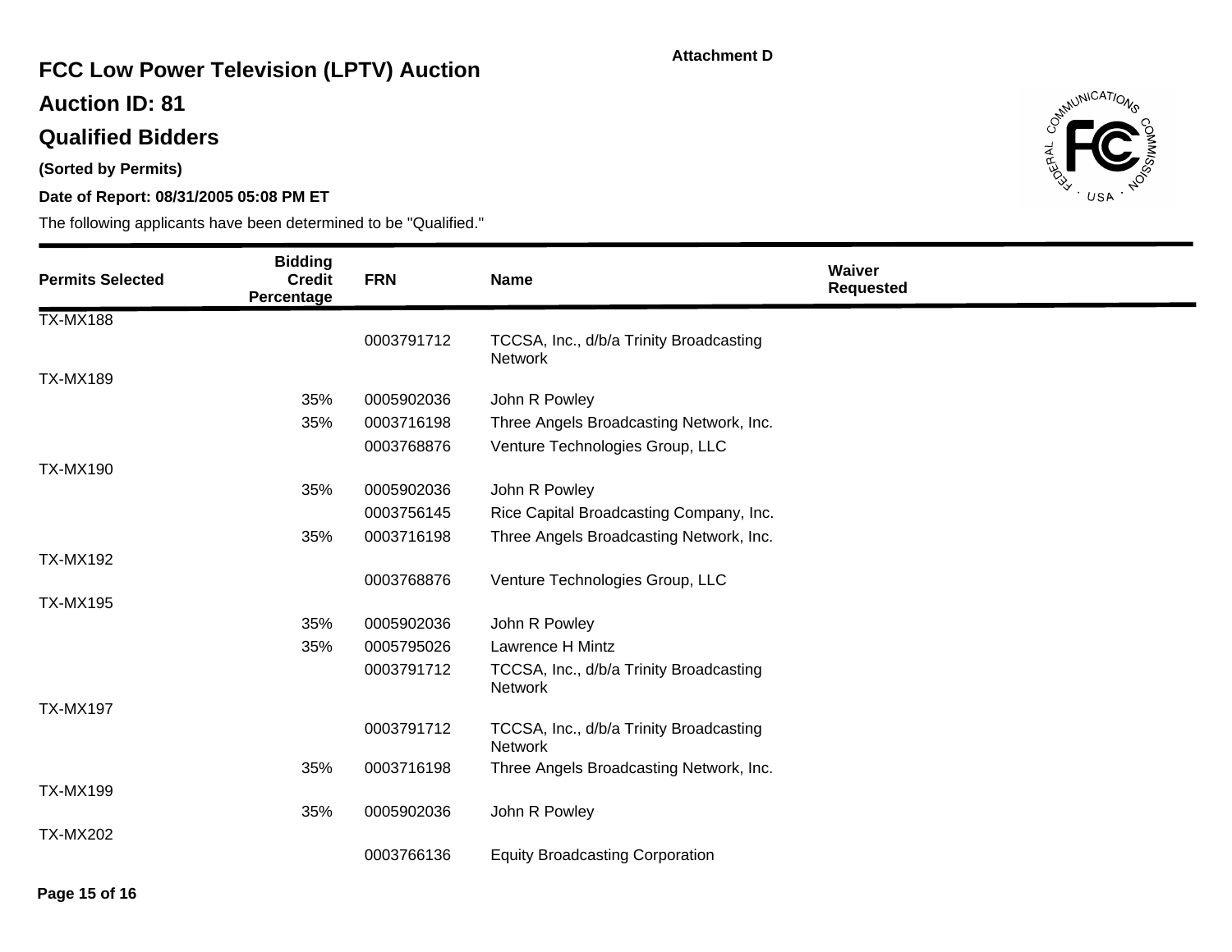Attachment D

# FCC Low Power Television (LPTV) Auction

## Auction ID: 81

## Qualified Bidders

**(Sorted by Permits)**

**Date of Report: 08/31/2005 05:08 PM ET**

The following applicants have been determined to be "Qualified."

| Permits Selected | Bidding Credit Percentage | FRN | Name | Waiver Requested |
|---|---|---|---|---|
| TX-MX188 | | | | |
| | | 0003791712 | TCCSA, Inc., d/b/a Trinity Broadcasting Network | |
| TX-MX189 | | | | |
| | 35% | 0005902036 | John R Powley | |
| | 35% | 0003716198 | Three Angels Broadcasting Network, Inc. | |
| | | 0003768876 | Venture Technologies Group, LLC | |
| TX-MX190 | | | | |
| | 35% | 0005902036 | John R Powley | |
| | | 0003756145 | Rice Capital Broadcasting Company, Inc. | |
| | 35% | 0003716198 | Three Angels Broadcasting Network, Inc. | |
| TX-MX192 | | | | |
| | | 0003768876 | Venture Technologies Group, LLC | |
| TX-MX195 | | | | |
| | 35% | 0005902036 | John R Powley | |
| | 35% | 0005795026 | Lawrence H Mintz | |
| | | 0003791712 | TCCSA, Inc., d/b/a Trinity Broadcasting Network | |
| TX-MX197 | | | | |
| | | 0003791712 | TCCSA, Inc., d/b/a Trinity Broadcasting Network | |
| | 35% | 0003716198 | Three Angels Broadcasting Network, Inc. | |
| TX-MX199 | | | | |
| | 35% | 0005902036 | John R Powley | |
| TX-MX202 | | | | |
| | | 0003766136 | Equity Broadcasting Corporation | |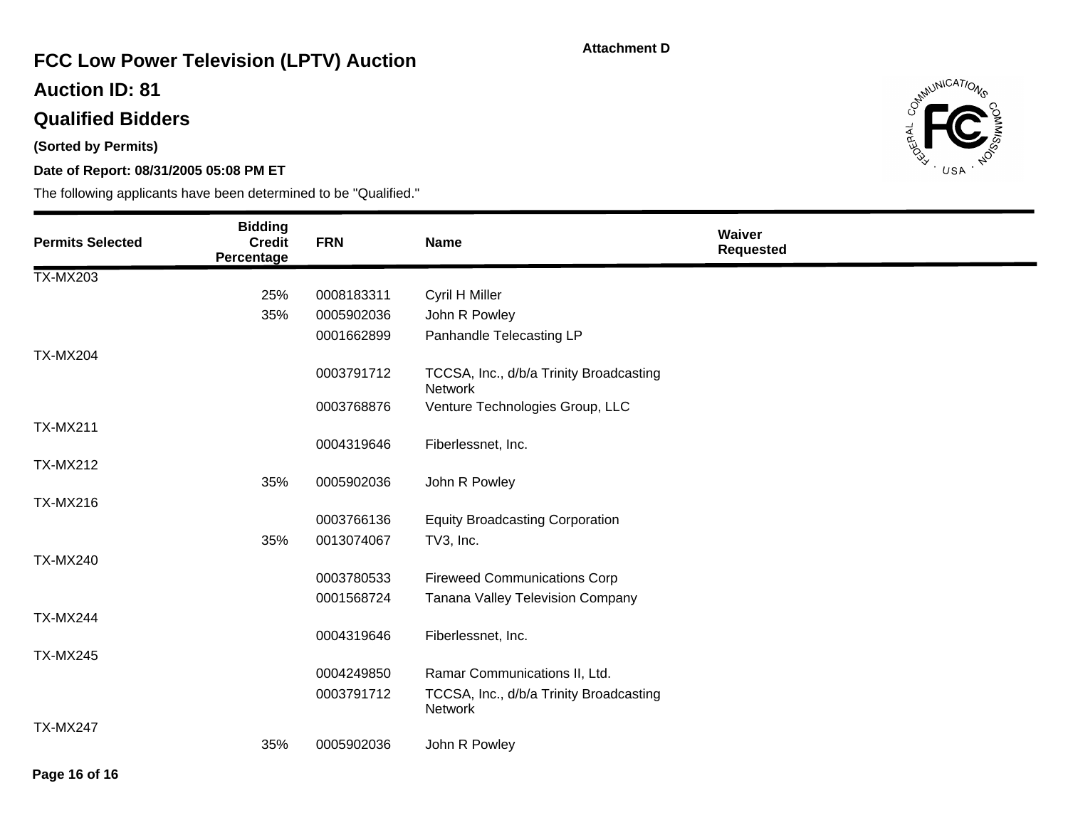Attachment D

# FCC Low Power Television (LPTV) Auction

## Auction ID: 81

## Qualified Bidders

**(Sorted by Permits)**

**Date of Report: 08/31/2005 05:08 PM ET**

The following applicants have been determined to be "Qualified."

| Permits Selected | Bidding Credit Percentage | FRN | Name | Waiver Requested |
|---|---|---|---|---|
| TX-MX203 | | | | |
| | 25% | 0008183311 | Cyril H Miller | |
| | 35% | 0005902036 | John R Powley | |
| | | 0001662899 | Panhandle Telecasting LP | |
| TX-MX204 | | | | |
| | | 0003791712 | TCCSA, Inc., d/b/a Trinity Broadcasting Network | |
| | | 0003768876 | Venture Technologies Group, LLC | |
| TX-MX211 | | | | |
| | | 0004319646 | Fiberlessnet, Inc. | |
| TX-MX212 | | | | |
| | 35% | 0005902036 | John R Powley | |
| TX-MX216 | | | | |
| | | 0003766136 | Equity Broadcasting Corporation | |
| | 35% | 0013074067 | TV3, Inc. | |
| TX-MX240 | | | | |
| | | 0003780533 | Fireweed Communications Corp | |
| | | 0001568724 | Tanana Valley Television Company | |
| TX-MX244 | | | | |
| | | 0004319646 | Fiberlessnet, Inc. | |
| TX-MX245 | | | | |
| | | 0004249850 | Ramar Communications II, Ltd. | |
| | | 0003791712 | TCCSA, Inc., d/b/a Trinity Broadcasting Network | |
| TX-MX247 | | | | |
| | 35% | 0005902036 | John R Powley | |